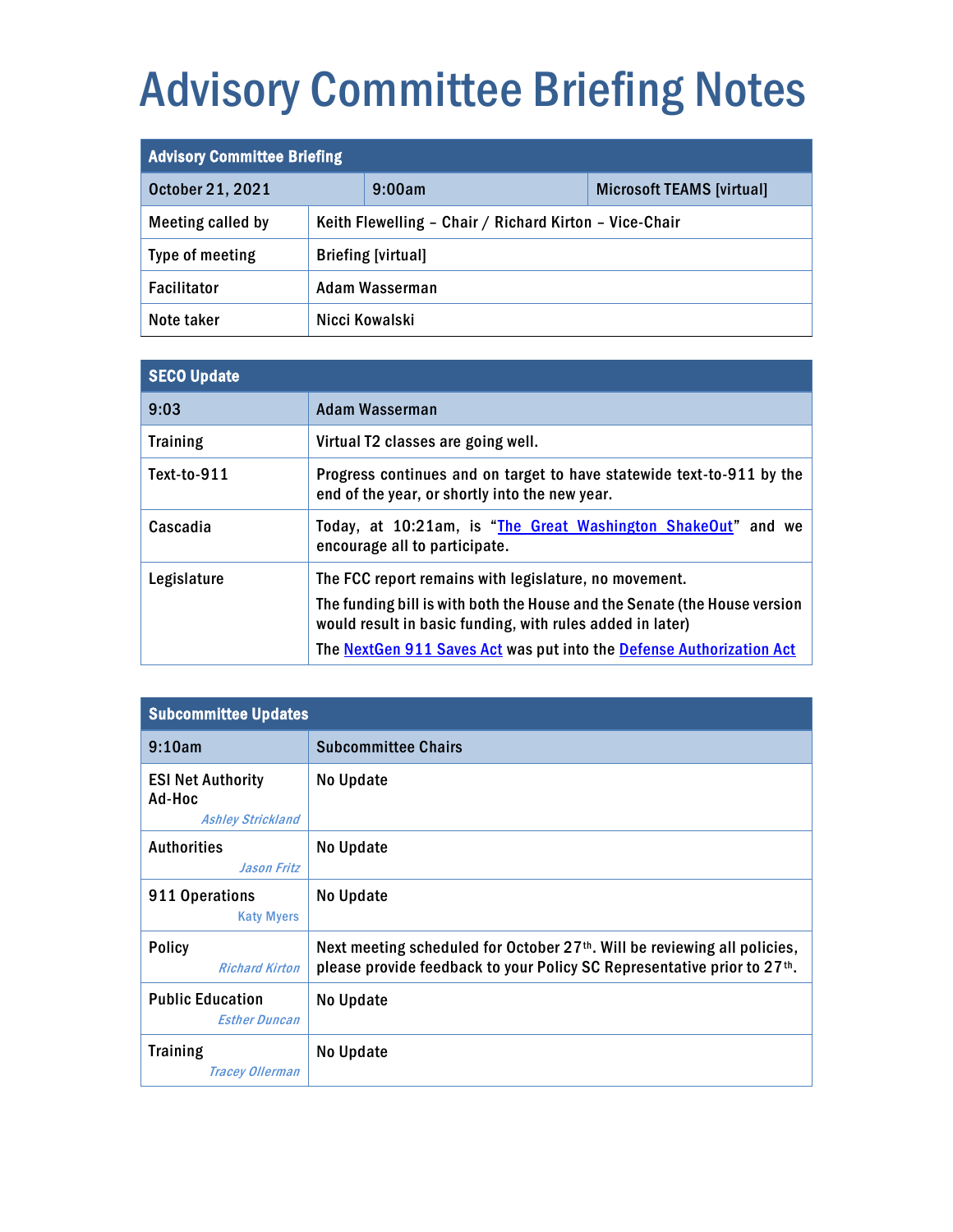# Advisory Committee Briefing Notes

| Advisory Committee Briefing | | |
|---|---|---|
| October 21, 2021 | 9:00am | Microsoft TEAMS [virtual] |
| Meeting called by | Keith Flewelling – Chair / Richard Kirton – Vice-Chair | |
| Type of meeting | Briefing [virtual] | |
| Facilitator | Adam Wasserman | |
| Note taker | Nicci Kowalski | |

| SECO Update | |
|---|---|
| 9:03 | Adam Wasserman |
| Training | Virtual T2 classes are going well. |
| Text-to-911 | Progress continues and on target to have statewide text-to-911 by the end of the year, or shortly into the new year. |
| Cascadia | Today, at 10:21am, is "The Great Washington ShakeOut" and we encourage all to participate. |
| Legislature | The FCC report remains with legislature, no movement.<br>The funding bill is with both the House and the Senate (the House version would result in basic funding, with rules added in later)<br>The NextGen 911 Saves Act was put into the Defense Authorization Act |

| Subcommittee Updates | |
|---|---|
| 9:10am | Subcommittee Chairs |
| ESI Net Authority Ad-Hoc<br>*Ashley Strickland* | No Update |
| Authorities<br>*Jason Fritz* | No Update |
| 911 Operations<br>*Katy Myers* | No Update |
| Policy<br>*Richard Kirton* | Next meeting scheduled for October 27th. Will be reviewing all policies, please provide feedback to your Policy SC Representative prior to 27th. |
| Public Education<br>*Esther Duncan* | No Update |
| Training<br>*Tracey Ollerman* | No Update |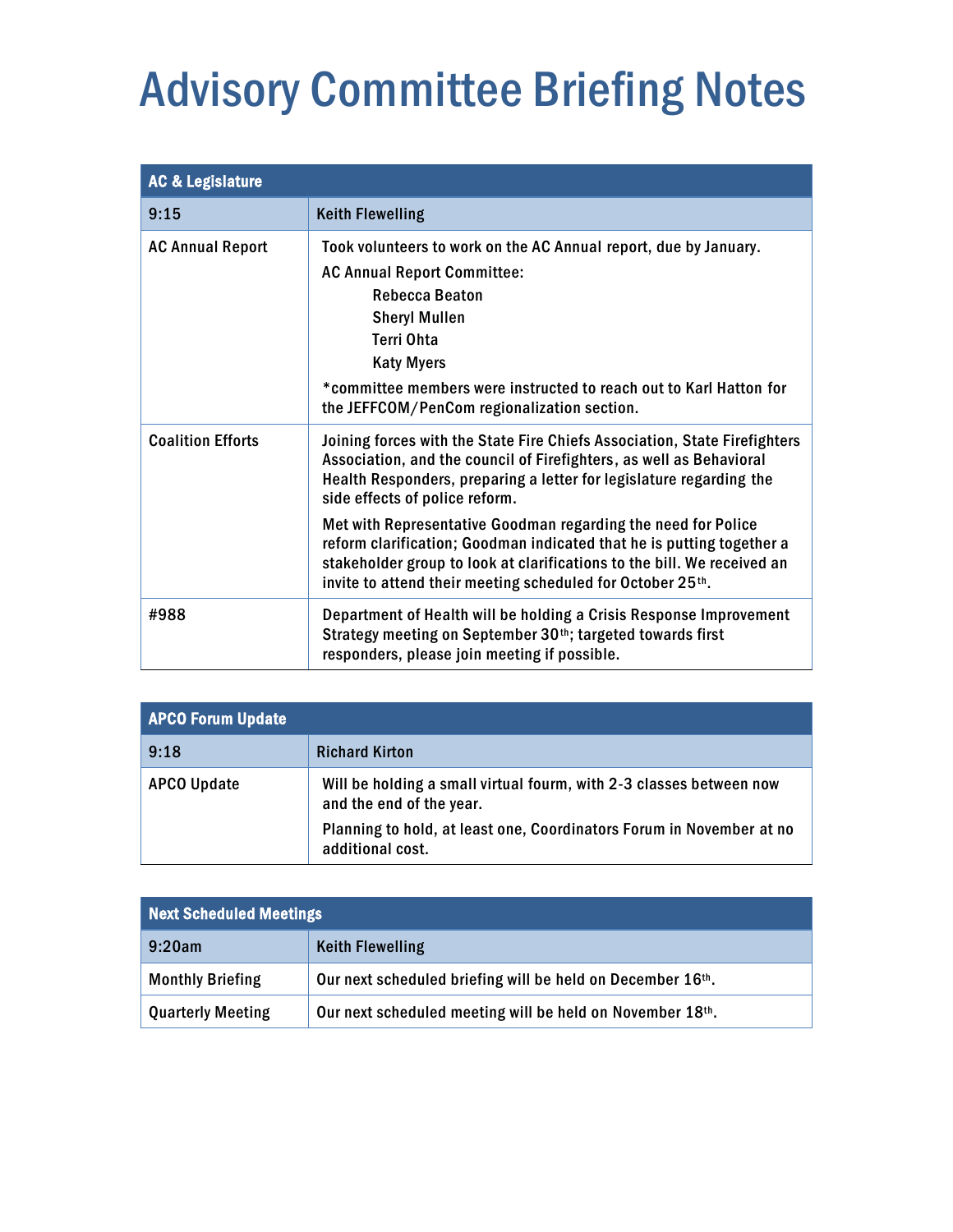# Advisory Committee Briefing Notes

| AC & Legislature | |
|---|---|
| 9:15 | Keith Flewelling |
| AC Annual Report | Took volunteers to work on the AC Annual report, due by January.<br>AC Annual Report Committee:<br>Rebecca Beaton<br>Sheryl Mullen<br>Terri Ohta<br>Katy Myers<br>*committee members were instructed to reach out to Karl Hatton for the JEFFCOM/PenCom regionalization section. |
| Coalition Efforts | Joining forces with the State Fire Chiefs Association, State Firefighters Association, and the council of Firefighters, as well as Behavioral Health Responders, preparing a letter for legislature regarding the side effects of police reform.<br>Met with Representative Goodman regarding the need for Police reform clarification; Goodman indicated that he is putting together a stakeholder group to look at clarifications to the bill. We received an invite to attend their meeting scheduled for October 25th. |
| #988 | Department of Health will be holding a Crisis Response Improvement Strategy meeting on September 30th; targeted towards first responders, please join meeting if possible. |

| APCO Forum Update | |
|---|---|
| 9:18 | Richard Kirton |
| APCO Update | Will be holding a small virtual fourm, with 2-3 classes between now and the end of the year.<br>Planning to hold, at least one, Coordinators Forum in November at no additional cost. |

| Next Scheduled Meetings | |
|---|---|
| 9:20am | Keith Flewelling |
| Monthly Briefing | Our next scheduled briefing will be held on December 16th. |
| Quarterly Meeting | Our next scheduled meeting will be held on November 18th. |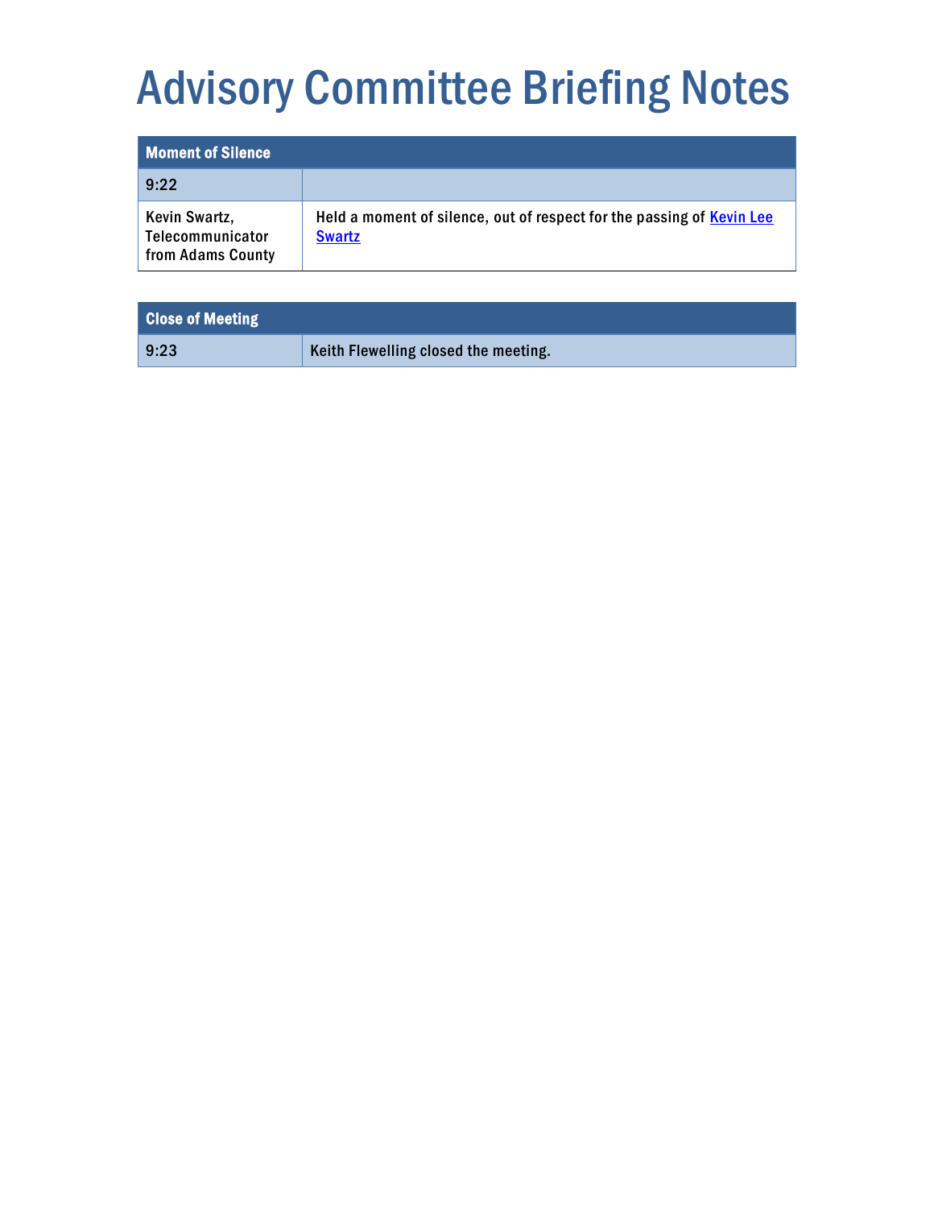# Advisory Committee Briefing Notes

| Moment of Silence | |
|---|---|
| 9:22 | |
| Kevin Swartz, Telecommunicator from Adams County | Held a moment of silence, out of respect for the passing of Kevin Lee Swartz |

| Close of Meeting | |
|---|---|
| 9:23 | Keith Flewelling closed the meeting. |